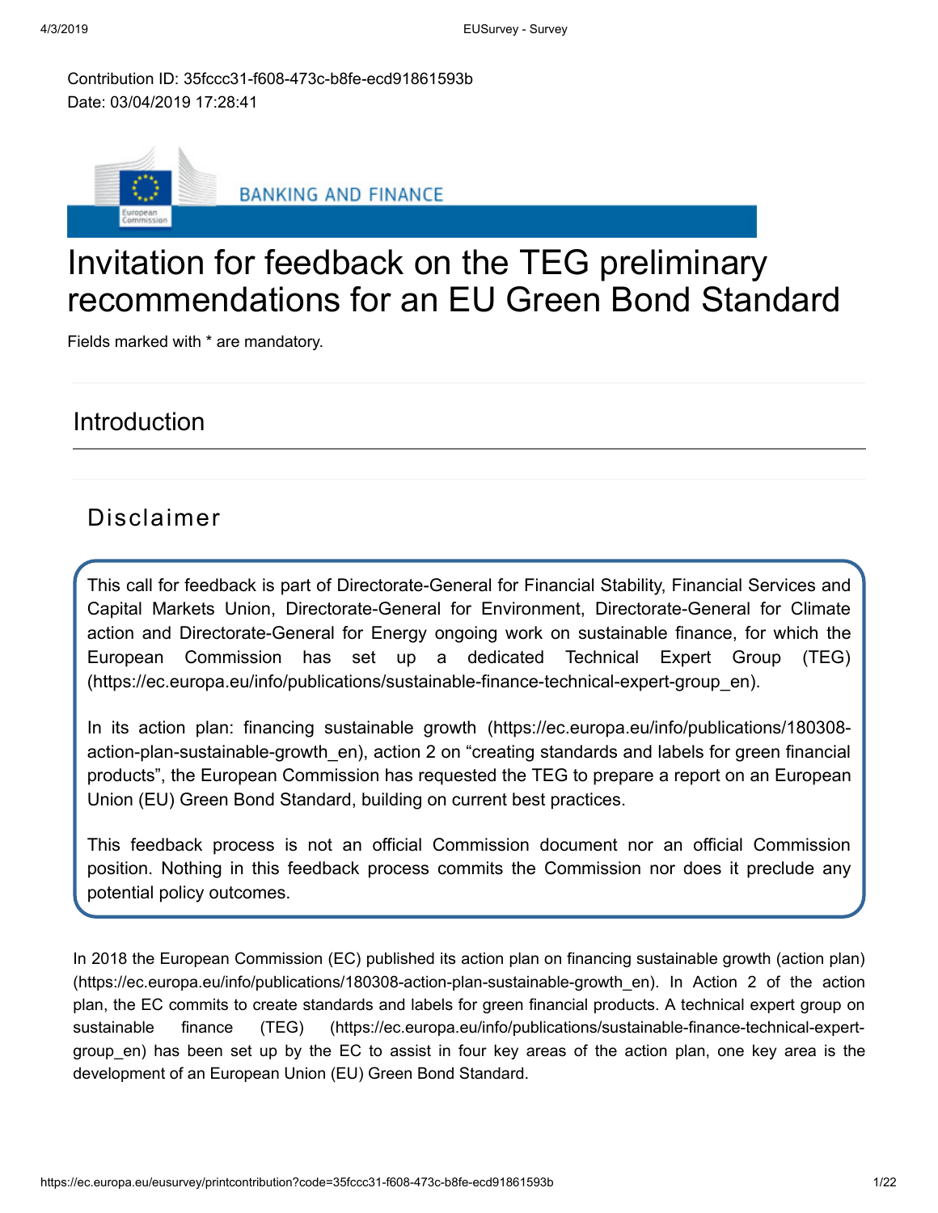Contribution ID: 35fccc31-f608-473c-b8fe-ecd91861593b
Date: 03/04/2019 17:28:41

BANKING AND FINANCE

# Invitation for feedback on the TEG preliminary recommendations for an EU Green Bond Standard

Fields marked with * are mandatory.

## Introduction

### Disclaimer

This call for feedback is part of Directorate-General for Financial Stability, Financial Services and Capital Markets Union, Directorate-General for Environment, Directorate-General for Climate action and Directorate-General for Energy ongoing work on sustainable finance, for which the European Commission has set up a dedicated Technical Expert Group (TEG) (https://ec.europa.eu/info/publications/sustainable-finance-technical-expert-group_en).

In its action plan: financing sustainable growth (https://ec.europa.eu/info/publications/180308-action-plan-sustainable-growth_en), action 2 on "creating standards and labels for green financial products", the European Commission has requested the TEG to prepare a report on an European Union (EU) Green Bond Standard, building on current best practices.

This feedback process is not an official Commission document nor an official Commission position. Nothing in this feedback process commits the Commission nor does it preclude any potential policy outcomes.

In 2018 the European Commission (EC) published its action plan on financing sustainable growth (action plan) (https://ec.europa.eu/info/publications/180308-action-plan-sustainable-growth_en). In Action 2 of the action plan, the EC commits to create standards and labels for green financial products. A technical expert group on sustainable finance (TEG) (https://ec.europa.eu/info/publications/sustainable-finance-technical-expert-group_en) has been set up by the EC to assist in four key areas of the action plan, one key area is the development of an European Union (EU) Green Bond Standard.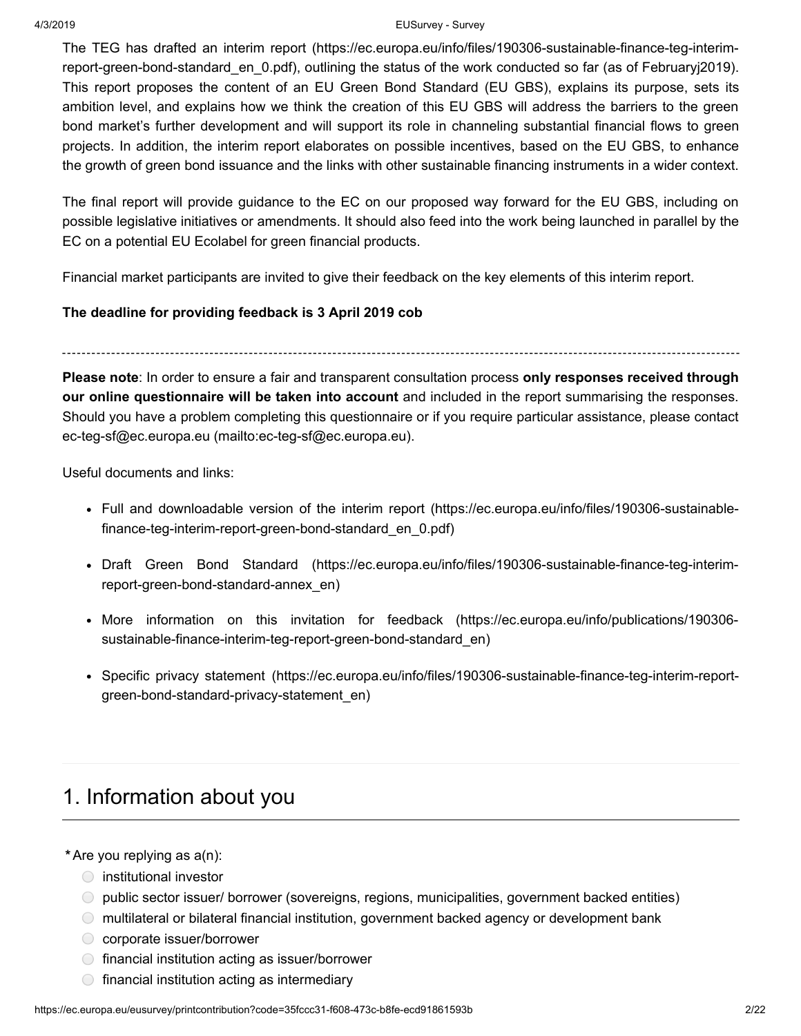The TEG has drafted an interim report (https://ec.europa.eu/info/files/190306-sustainable-finance-teg-interim-report-green-bond-standard_en_0.pdf), outlining the status of the work conducted so far (as of Februaryj2019). This report proposes the content of an EU Green Bond Standard (EU GBS), explains its purpose, sets its ambition level, and explains how we think the creation of this EU GBS will address the barriers to the green bond market's further development and will support its role in channeling substantial financial flows to green projects. In addition, the interim report elaborates on possible incentives, based on the EU GBS, to enhance the growth of green bond issuance and the links with other sustainable financing instruments in a wider context.

The final report will provide guidance to the EC on our proposed way forward for the EU GBS, including on possible legislative initiatives or amendments. It should also feed into the work being launched in parallel by the EC on a potential EU Ecolabel for green financial products.

Financial market participants are invited to give their feedback on the key elements of this interim report.

**The deadline for providing feedback is 3 April 2019 cob**

---

**Please note**: In order to ensure a fair and transparent consultation process **only responses received through our online questionnaire will be taken into account** and included in the report summarising the responses. Should you have a problem completing this questionnaire or if you require particular assistance, please contact ec-teg-sf@ec.europa.eu (mailto:ec-teg-sf@ec.europa.eu).

Useful documents and links:

- Full and downloadable version of the interim report (https://ec.europa.eu/info/files/190306-sustainable-finance-teg-interim-report-green-bond-standard_en_0.pdf)
- Draft Green Bond Standard (https://ec.europa.eu/info/files/190306-sustainable-finance-teg-interim-report-green-bond-standard-annex_en)
- More information on this invitation for feedback (https://ec.europa.eu/info/publications/190306-sustainable-finance-interim-teg-report-green-bond-standard_en)
- Specific privacy statement (https://ec.europa.eu/info/files/190306-sustainable-finance-teg-interim-report-green-bond-standard-privacy-statement_en)

## 1. Information about you

*Are you replying as a(n):

- ◯ institutional investor
- ◯ public sector issuer/ borrower (sovereigns, regions, municipalities, government backed entities)
- ◯ multilateral or bilateral financial institution, government backed agency or development bank
- ◯ corporate issuer/borrower
- ◯ financial institution acting as issuer/borrower
- ◯ financial institution acting as intermediary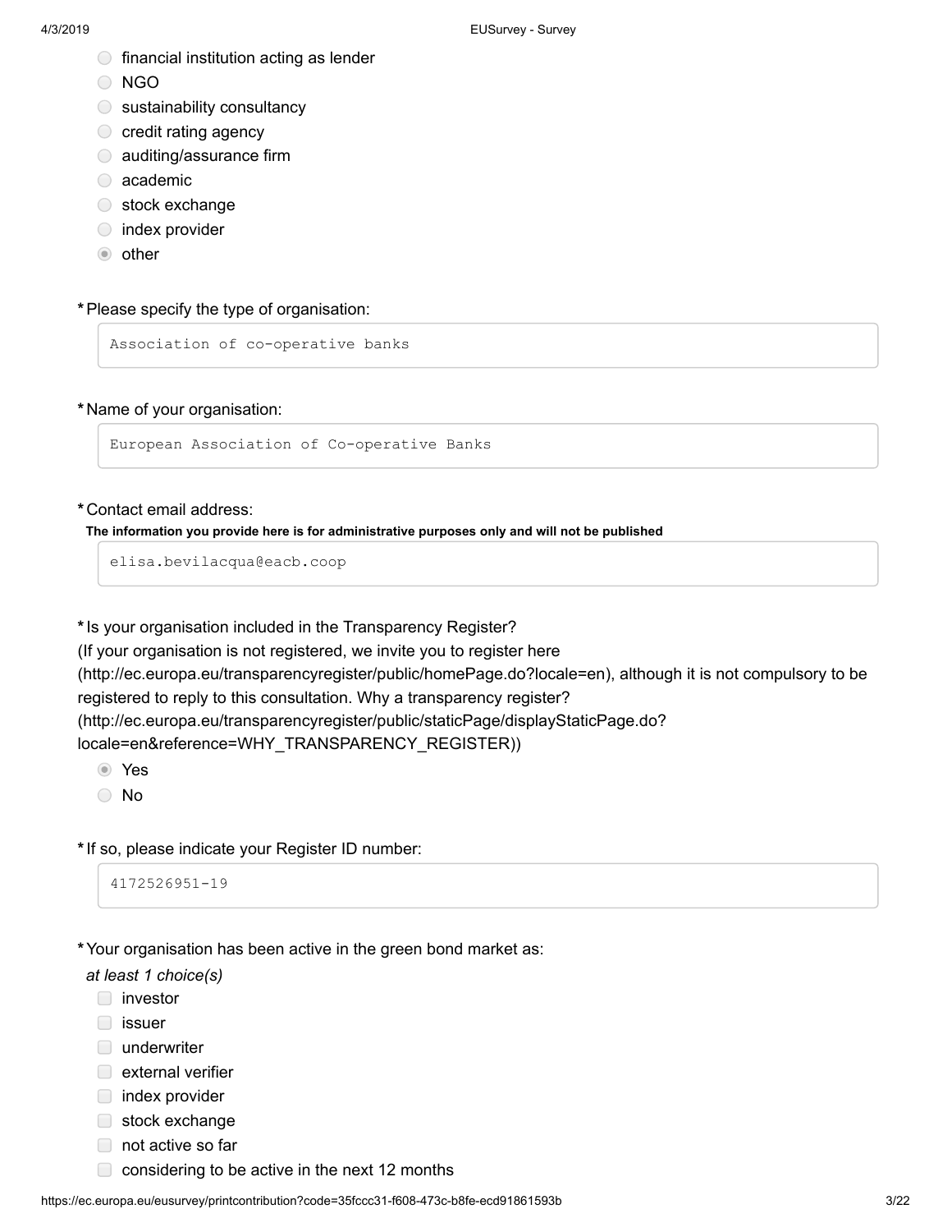- ○ financial institution acting as lender
- ○ NGO
- ○ sustainability consultancy
- ○ credit rating agency
- ○ auditing/assurance firm
- ○ academic
- ○ stock exchange
- ○ index provider
- ◉ other

***Please specify the type of organisation:**

Association of co-operative banks

***Name of your organisation:**

European Association of Co-operative Banks

***Contact email address:**

**The information you provide here is for administrative purposes only and will not be published**

elisa.bevilacqua@eacb.coop

***Is your organisation included in the Transparency Register?**
(If your organisation is not registered, we invite you to register here (http://ec.europa.eu/transparencyregister/public/homePage.do?locale=en), although it is not compulsory to be registered to reply to this consultation. Why a transparency register? (http://ec.europa.eu/transparencyregister/public/staticPage/displayStaticPage.do?locale=en&reference=WHY_TRANSPARENCY_REGISTER))

- ◉ Yes
- ○ No

***If so, please indicate your Register ID number:**

4172526951-19

***Your organisation has been active in the green bond market as:**

*at least 1 choice(s)*

- ☐ investor
- ☐ issuer
- ☐ underwriter
- ☐ external verifier
- ☐ index provider
- ☐ stock exchange
- ☐ not active so far
- ☐ considering to be active in the next 12 months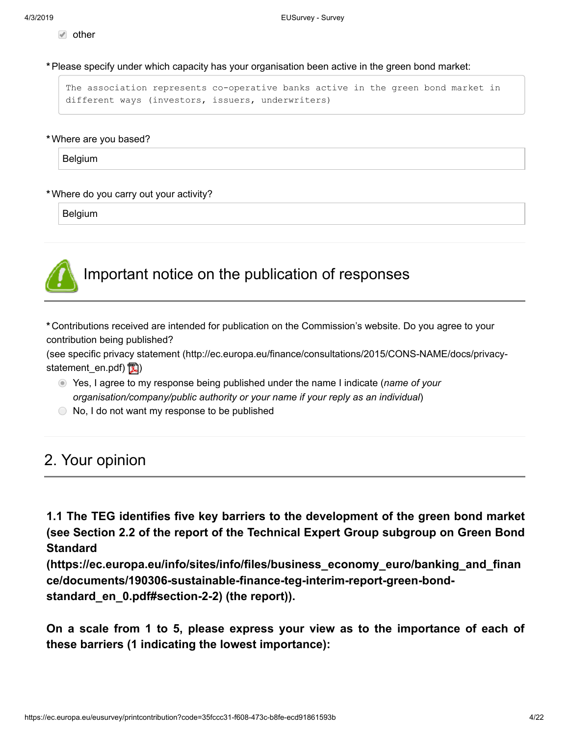- [x] other

\* Please specify under which capacity has your organisation been active in the green bond market:

```
The association represents co-operative banks active in the green bond market in different ways (investors, issuers, underwriters)
```

\* Where are you based?

Belgium

\* Where do you carry out your activity?

Belgium

## Important notice on the publication of responses

\* Contributions received are intended for publication on the Commission's website. Do you agree to your contribution being published?
(see specific privacy statement (http://ec.europa.eu/finance/consultations/2015/CONS-NAME/docs/privacy-statement_en.pdf) )

- (●) Yes, I agree to my response being published under the name I indicate (*name of your organisation/company/public authority or your name if your reply as an individual*)
- ( ) No, I do not want my response to be published

## 2. Your opinion

**1.1 The TEG identifies five key barriers to the development of the green bond market (see Section 2.2 of the report of the Technical Expert Group subgroup on Green Bond Standard (https://ec.europa.eu/info/sites/info/files/business_economy_euro/banking_and_finance/documents/190306-sustainable-finance-teg-interim-report-green-bond-standard_en_0.pdf#section-2-2) (the report)).**

**On a scale from 1 to 5, please express your view as to the importance of each of these barriers (1 indicating the lowest importance):**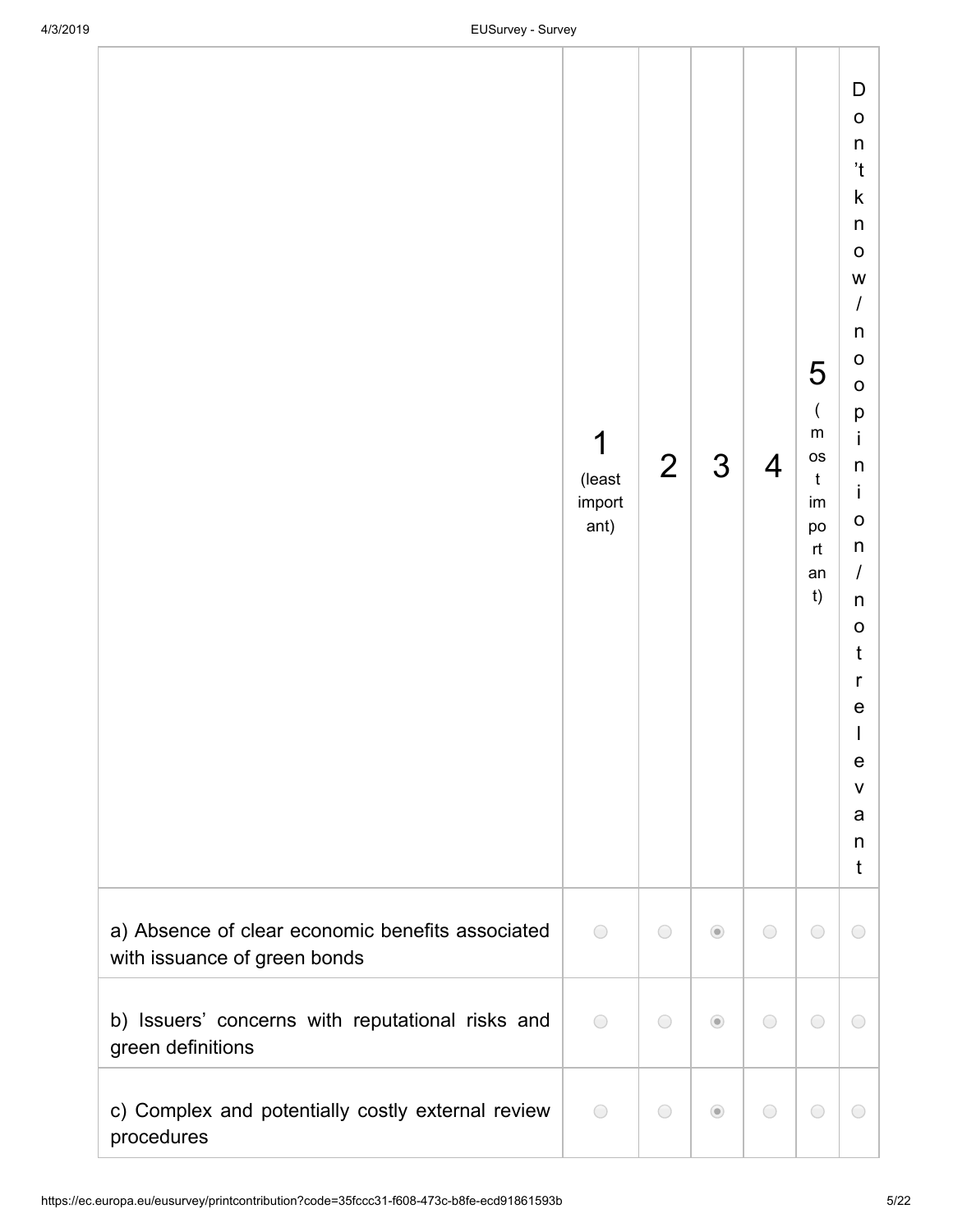| | 1 (least important) | 2 | 3 | 4 | 5 (most important) | Don't know / no opinion / not relevant |
|---|---|---|---|---|---|---|
| a) Absence of clear economic benefits associated with issuance of green bonds | ○ | ○ | ◉ | ○ | ○ | ○ |
| b) Issuers' concerns with reputational risks and green definitions | ○ | ○ | ◉ | ○ | ○ | ○ |
| c) Complex and potentially costly external review procedures | ○ | ○ | ◉ | ○ | ○ | ○ |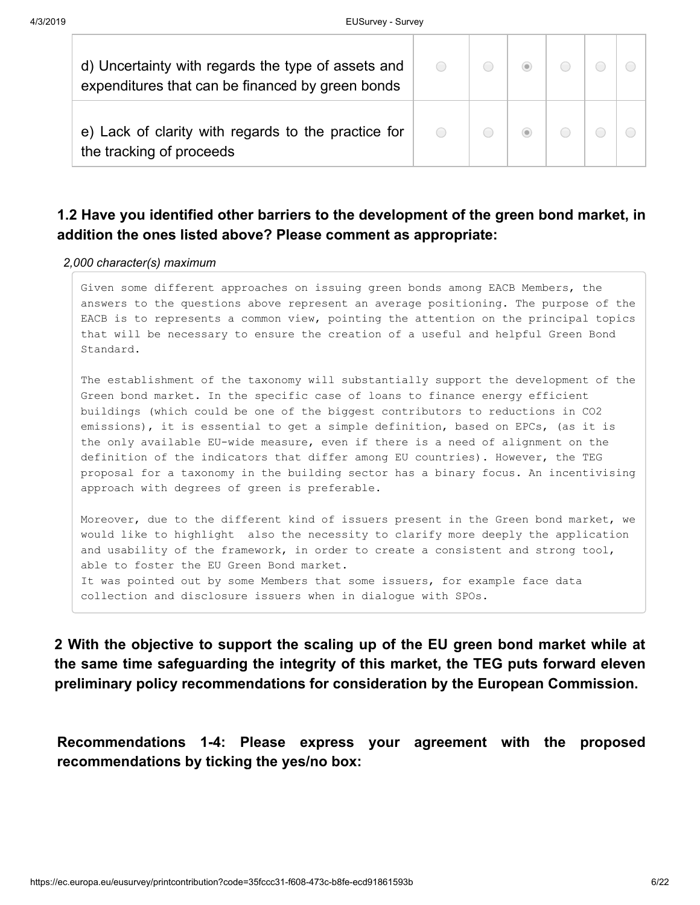| | | | | | | |
|---|---|---|---|---|---|---|
| d) Uncertainty with regards the type of assets and expenditures that can be financed by green bonds | ○ | ○ | ◉ | ○ | ○ | ○ |
| e) Lack of clarity with regards to the practice for the tracking of proceeds | ○ | ○ | ◉ | ○ | ○ | ○ |

### 1.2 Have you identified other barriers to the development of the green bond market, in addition the ones listed above? Please comment as appropriate:

*2,000 character(s) maximum*

Given some different approaches on issuing green bonds among EACB Members, the answers to the questions above represent an average positioning. The purpose of the EACB is to represents a common view, pointing the attention on the principal topics that will be necessary to ensure the creation of a useful and helpful Green Bond Standard.

The establishment of the taxonomy will substantially support the development of the Green bond market. In the specific case of loans to finance energy efficient buildings (which could be one of the biggest contributors to reductions in CO2 emissions), it is essential to get a simple definition, based on EPCs, (as it is the only available EU-wide measure, even if there is a need of alignment on the definition of the indicators that differ among EU countries). However, the TEG proposal for a taxonomy in the building sector has a binary focus. An incentivising approach with degrees of green is preferable.

Moreover, due to the different kind of issuers present in the Green bond market, we would like to highlight also the necessity to clarify more deeply the application and usability of the framework, in order to create a consistent and strong tool, able to foster the EU Green Bond market.
It was pointed out by some Members that some issuers, for example face data collection and disclosure issuers when in dialogue with SPOs.

## 2 With the objective to support the scaling up of the EU green bond market while at the same time safeguarding the integrity of this market, the TEG puts forward eleven preliminary policy recommendations for consideration by the European Commission.

**Recommendations 1-4: Please express your agreement with the proposed recommendations by ticking the yes/no box:**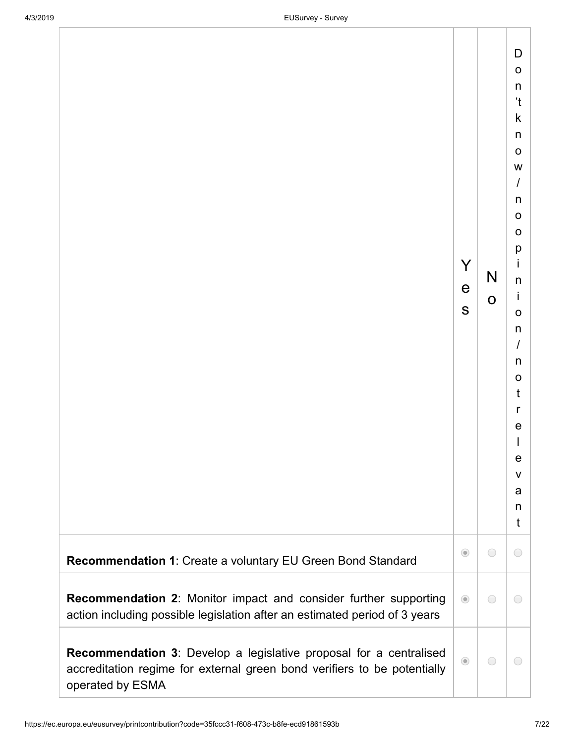| | Yes | No | Don't know / no opinion / not relevant |
|---|---|---|---|
| **Recommendation 1**: Create a voluntary EU Green Bond Standard | ◉ | ○ | ○ |
| **Recommendation 2**: Monitor impact and consider further supporting action including possible legislation after an estimated period of 3 years | ◉ | ○ | ○ |
| **Recommendation 3**: Develop a legislative proposal for a centralised accreditation regime for external green bond verifiers to be potentially operated by ESMA | ◉ | ○ | ○ |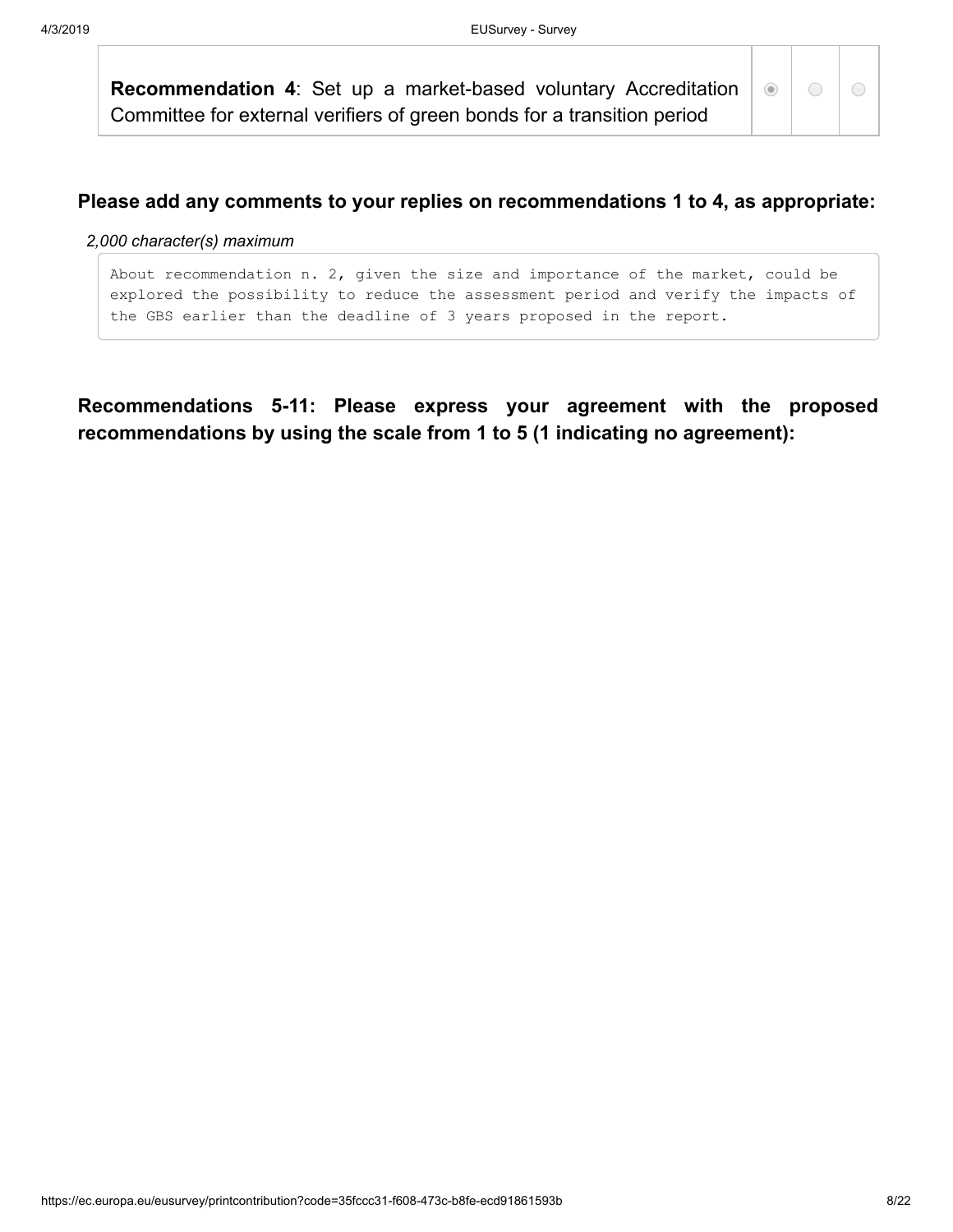| | | | |
|---|---|---|---|
| **Recommendation 4**: Set up a market-based voluntary Accreditation Committee for external verifiers of green bonds for a transition period | ◉ | ○ | ○ |

**Please add any comments to your replies on recommendations 1 to 4, as appropriate:**

*2,000 character(s) maximum*

About recommendation n. 2, given the size and importance of the market, could be explored the possibility to reduce the assessment period and verify the impacts of the GBS earlier than the deadline of 3 years proposed in the report.

**Recommendations 5-11: Please express your agreement with the proposed recommendations by using the scale from 1 to 5 (1 indicating no agreement):**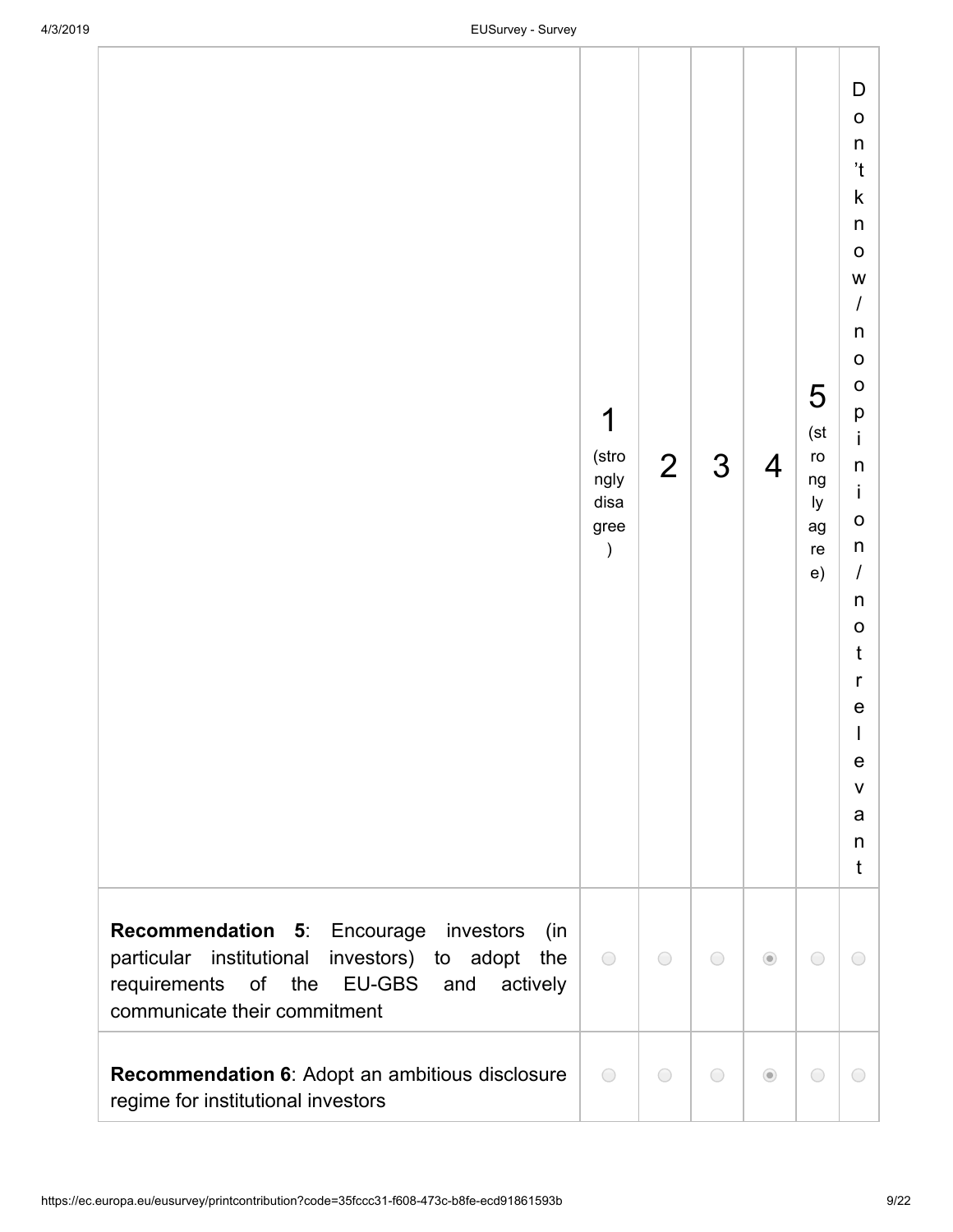| | 1 (strongly disagree) | 2 | 3 | 4 | 5 (strongly agree) | Don't know / no opinion / not relevant |
|---|---|---|---|---|---|---|
| **Recommendation 5**: Encourage investors (in particular institutional investors) to adopt the requirements of the EU-GBS and actively communicate their commitment | | | | X | | |
| **Recommendation 6**: Adopt an ambitious disclosure regime for institutional investors | | | | X | | |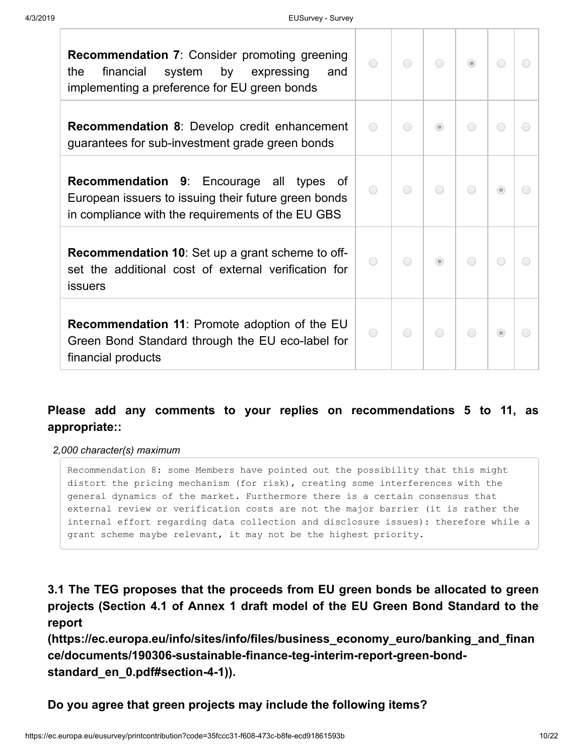| | | | | | | |
|---|---|---|---|---|---|---|
| **Recommendation 7**: Consider promoting greening the financial system by expressing and implementing a preference for EU green bonds | ○ | ○ | ○ | ◉ | ○ | ○ |
| **Recommendation 8**: Develop credit enhancement guarantees for sub-investment grade green bonds | ○ | ○ | ◉ | ○ | ○ | ○ |
| **Recommendation 9**: Encourage all types of European issuers to issuing their future green bonds in compliance with the requirements of the EU GBS | ○ | ○ | ○ | ○ | ◉ | ○ |
| **Recommendation 10**: Set up a grant scheme to off-set the additional cost of external verification for issuers | ○ | ○ | ◉ | ○ | ○ | ○ |
| **Recommendation 11**: Promote adoption of the EU Green Bond Standard through the EU eco-label for financial products | ○ | ○ | ○ | ○ | ◉ | ○ |

**Please add any comments to your replies on recommendations 5 to 11, as appropriate::**

*2,000 character(s) maximum*

```
Recommendation 8: some Members have pointed out the possibility that this might distort the pricing mechanism (for risk), creating some interferences with the general dynamics of the market. Furthermore there is a certain consensus that external review or verification costs are not the major barrier (it is rather the internal effort regarding data collection and disclosure issues): therefore while a grant scheme maybe relevant, it may not be the highest priority.
```

### 3.1 The TEG proposes that the proceeds from EU green bonds be allocated to green projects (Section 4.1 of Annex 1 draft model of the EU Green Bond Standard to the report (https://ec.europa.eu/info/sites/info/files/business_economy_euro/banking_and_finance/documents/190306-sustainable-finance-teg-interim-report-green-bond-standard_en_0.pdf#section-4-1)).

**Do you agree that green projects may include the following items?**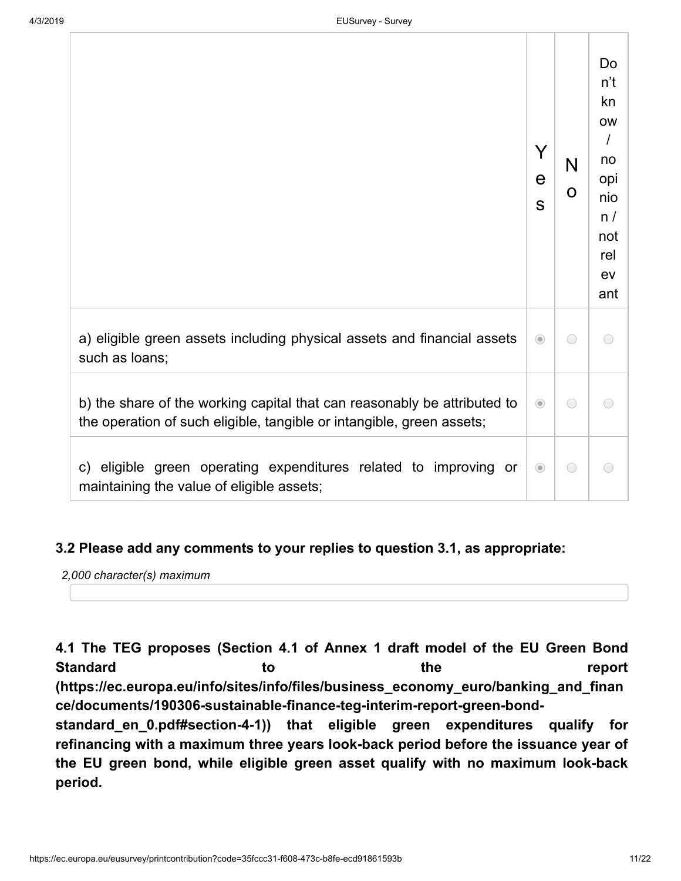| | Yes | No | Don't know / no opinion / not relevant |
|---|---|---|---|
| a) eligible green assets including physical assets and financial assets such as loans; | ◉ | ○ | ○ |
| b) the share of the working capital that can reasonably be attributed to the operation of such eligible, tangible or intangible, green assets; | ◉ | ○ | ○ |
| c) eligible green operating expenditures related to improving or maintaining the value of eligible assets; | ◉ | ○ | ○ |

**3.2 Please add any comments to your replies to question 3.1, as appropriate:**

*2,000 character(s) maximum*

**4.1 The TEG proposes (Section 4.1 of Annex 1 draft model of the EU Green Bond Standard to the report (https://ec.europa.eu/info/sites/info/files/business_economy_euro/banking_and_finance/documents/190306-sustainable-finance-teg-interim-report-green-bond-standard_en_0.pdf#section-4-1)) that eligible green expenditures qualify for refinancing with a maximum three years look-back period before the issuance year of the EU green bond, while eligible green asset qualify with no maximum look-back period.**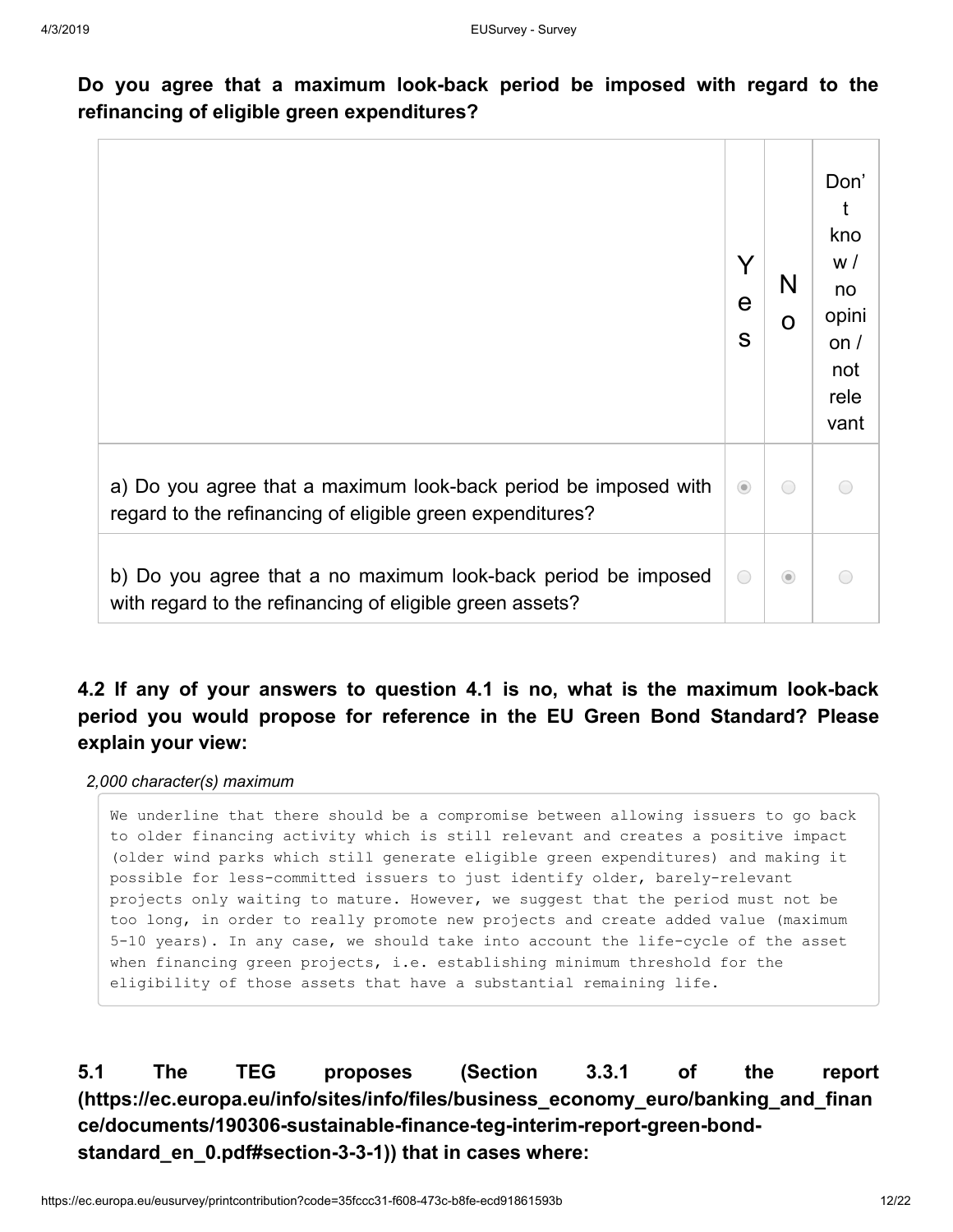**Do you agree that a maximum look-back period be imposed with regard to the refinancing of eligible green expenditures?**

| | Yes | No | Don't know / no opinion / not relevant |
|---|---|---|---|
| a) Do you agree that a maximum look-back period be imposed with regard to the refinancing of eligible green expenditures? | ◉ | ○ | ○ |
| b) Do you agree that a no maximum look-back period be imposed with regard to the refinancing of eligible green assets? | ○ | ◉ | ○ |

**4.2 If any of your answers to question 4.1 is no, what is the maximum look-back period you would propose for reference in the EU Green Bond Standard? Please explain your view:**

*2,000 character(s) maximum*

```
We underline that there should be a compromise between allowing issuers to go back
to older financing activity which is still relevant and creates a positive impact
(older wind parks which still generate eligible green expenditures) and making it
possible for less-committed issuers to just identify older, barely-relevant
projects only waiting to mature. However, we suggest that the period must not be
too long, in order to really promote new projects and create added value (maximum
5-10 years). In any case, we should take into account the life-cycle of the asset
when financing green projects, i.e. establishing minimum threshold for the
eligibility of those assets that have a substantial remaining life.
```

**5.1 The TEG proposes (Section 3.3.1 of the report (https://ec.europa.eu/info/sites/info/files/business_economy_euro/banking_and_finance/documents/190306-sustainable-finance-teg-interim-report-green-bond-standard_en_0.pdf#section-3-3-1)) that in cases where:**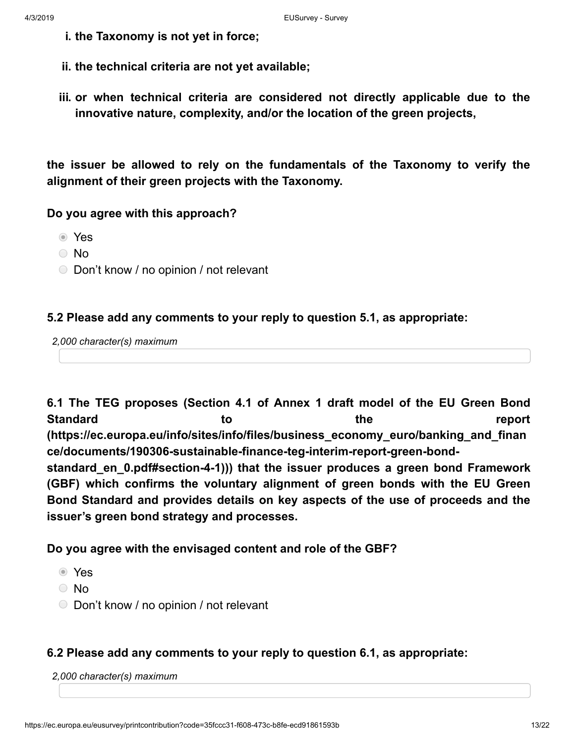**i. the Taxonomy is not yet in force;**

**ii. the technical criteria are not yet available;**

**iii. or when technical criteria are considered not directly applicable due to the innovative nature, complexity, and/or the location of the green projects,**

**the issuer be allowed to rely on the fundamentals of the Taxonomy to verify the alignment of their green projects with the Taxonomy.**

**Do you agree with this approach?**

- ◉ Yes
- ○ No
- ○ Don't know / no opinion / not relevant

**5.2 Please add any comments to your reply to question 5.1, as appropriate:**

*2,000 character(s) maximum*

**6.1 The TEG proposes (Section 4.1 of Annex 1 draft model of the EU Green Bond Standard to the report (https://ec.europa.eu/info/sites/info/files/business_economy_euro/banking_and_finance/documents/190306-sustainable-finance-teg-interim-report-green-bond-standard_en_0.pdf#section-4-1))) that the issuer produces a green bond Framework (GBF) which confirms the voluntary alignment of green bonds with the EU Green Bond Standard and provides details on key aspects of the use of proceeds and the issuer's green bond strategy and processes.**

**Do you agree with the envisaged content and role of the GBF?**

- ◉ Yes
- ○ No
- ○ Don't know / no opinion / not relevant

**6.2 Please add any comments to your reply to question 6.1, as appropriate:**

*2,000 character(s) maximum*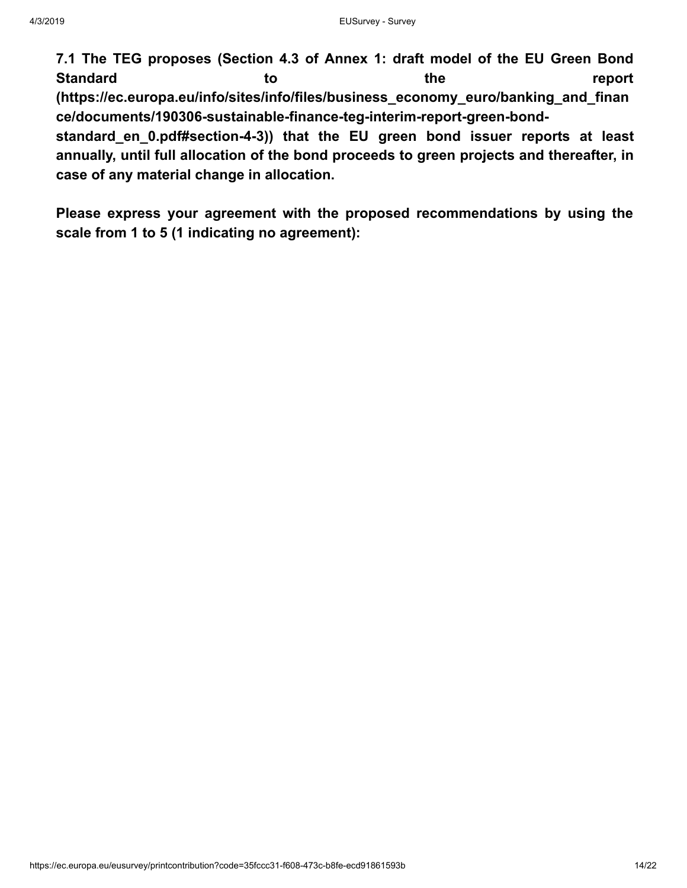**7.1 The TEG proposes (Section 4.3 of Annex 1: draft model of the EU Green Bond Standard to the report (https://ec.europa.eu/info/sites/info/files/business_economy_euro/banking_and_finance/documents/190306-sustainable-finance-teg-interim-report-green-bond-standard_en_0.pdf#section-4-3)) that the EU green bond issuer reports at least annually, until full allocation of the bond proceeds to green projects and thereafter, in case of any material change in allocation.**

**Please express your agreement with the proposed recommendations by using the scale from 1 to 5 (1 indicating no agreement):**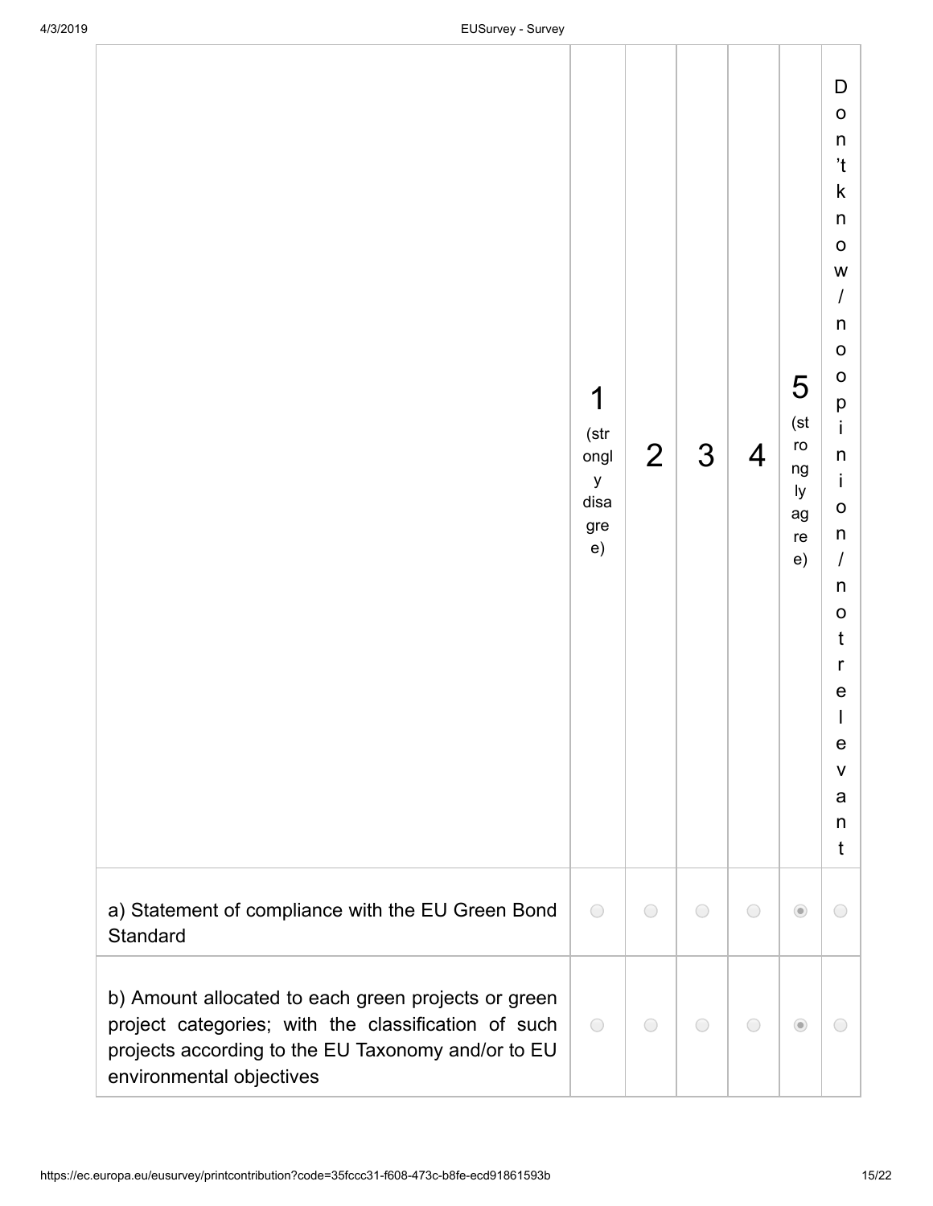| | 1 (strongly disagree) | 2 | 3 | 4 | 5 (strongly agree) | Don't know / no opinion / not relevant |
|---|---|---|---|---|---|---|
| a) Statement of compliance with the EU Green Bond Standard | | | | | X | |
| b) Amount allocated to each green projects or green project categories; with the classification of such projects according to the EU Taxonomy and/or to EU environmental objectives | | | | | X | |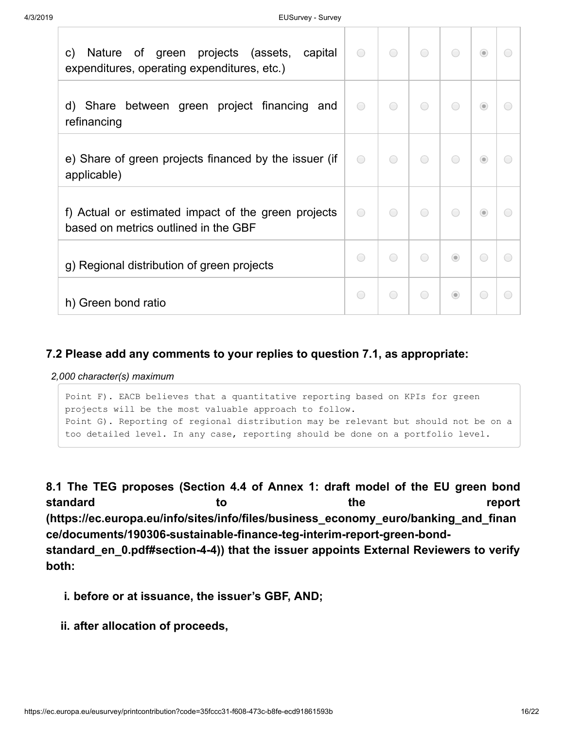| | | | | | | |
|---|---|---|---|---|---|---|
| c) Nature of green projects (assets, capital expenditures, operating expenditures, etc.) | ○ | ○ | ○ | ○ | ◉ | ○ |
| d) Share between green project financing and refinancing | ○ | ○ | ○ | ○ | ◉ | ○ |
| e) Share of green projects financed by the issuer (if applicable) | ○ | ○ | ○ | ○ | ◉ | ○ |
| f) Actual or estimated impact of the green projects based on metrics outlined in the GBF | ○ | ○ | ○ | ○ | ◉ | ○ |
| g) Regional distribution of green projects | ○ | ○ | ○ | ◉ | ○ | ○ |
| h) Green bond ratio | ○ | ○ | ○ | ◉ | ○ | ○ |

### 7.2 Please add any comments to your replies to question 7.1, as appropriate:

*2,000 character(s) maximum*

```
Point F). EACB believes that a quantitative reporting based on KPIs for green
projects will be the most valuable approach to follow.
Point G). Reporting of regional distribution may be relevant but should not be on a
too detailed level. In any case, reporting should be done on a portfolio level.
```

**8.1 The TEG proposes (Section 4.4 of Annex 1: draft model of the EU green bond standard to the report (https://ec.europa.eu/info/sites/info/files/business_economy_euro/banking_and_finance/documents/190306-sustainable-finance-teg-interim-report-green-bond-standard_en_0.pdf#section-4-4)) that the issuer appoints External Reviewers to verify both:**

- **i. before or at issuance, the issuer's GBF, AND;**
- **ii. after allocation of proceeds,**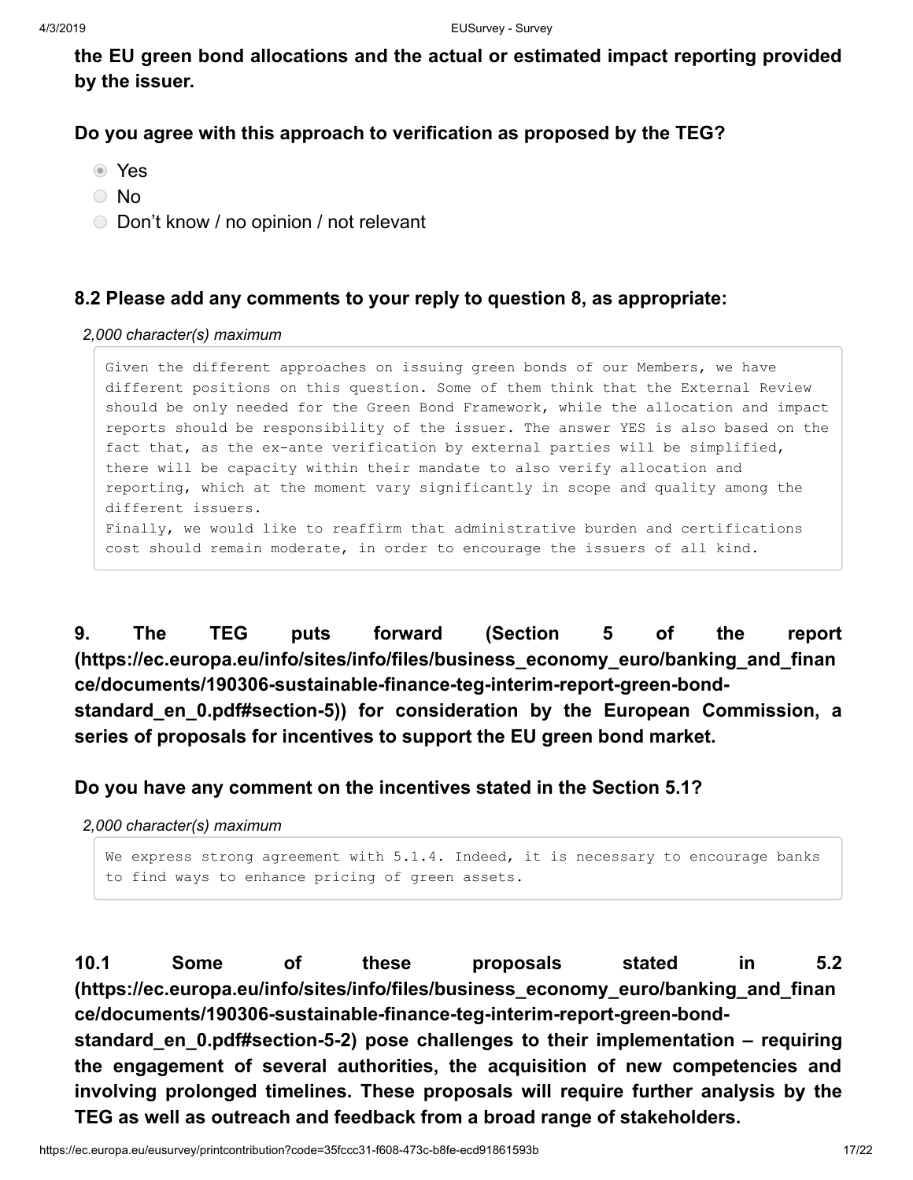**the EU green bond allocations and the actual or estimated impact reporting provided by the issuer.**

**Do you agree with this approach to verification as proposed by the TEG?**

- ◉ Yes
- ○ No
- ○ Don't know / no opinion / not relevant

### 8.2 Please add any comments to your reply to question 8, as appropriate:

*2,000 character(s) maximum*

```
Given the different approaches on issuing green bonds of our Members, we have
different positions on this question. Some of them think that the External Review
should be only needed for the Green Bond Framework, while the allocation and impact
reports should be responsibility of the issuer. The answer YES is also based on the
fact that, as the ex-ante verification by external parties will be simplified,
there will be capacity within their mandate to also verify allocation and
reporting, which at the moment vary significantly in scope and quality among the
different issuers.
Finally, we would like to reaffirm that administrative burden and certifications
cost should remain moderate, in order to encourage the issuers of all kind.
```

### 9. The TEG puts forward (Section 5 of the report (https://ec.europa.eu/info/sites/info/files/business_economy_euro/banking_and_finance/documents/190306-sustainable-finance-teg-interim-report-green-bond-standard_en_0.pdf#section-5)) for consideration by the European Commission, a series of proposals for incentives to support the EU green bond market.

**Do you have any comment on the incentives stated in the Section 5.1?**

*2,000 character(s) maximum*

```
We express strong agreement with 5.1.4. Indeed, it is necessary to encourage banks
to find ways to enhance pricing of green assets.
```

### 10.1 Some of these proposals stated in 5.2 (https://ec.europa.eu/info/sites/info/files/business_economy_euro/banking_and_finance/documents/190306-sustainable-finance-teg-interim-report-green-bond-standard_en_0.pdf#section-5-2) pose challenges to their implementation – requiring the engagement of several authorities, the acquisition of new competencies and involving prolonged timelines. These proposals will require further analysis by the TEG as well as outreach and feedback from a broad range of stakeholders.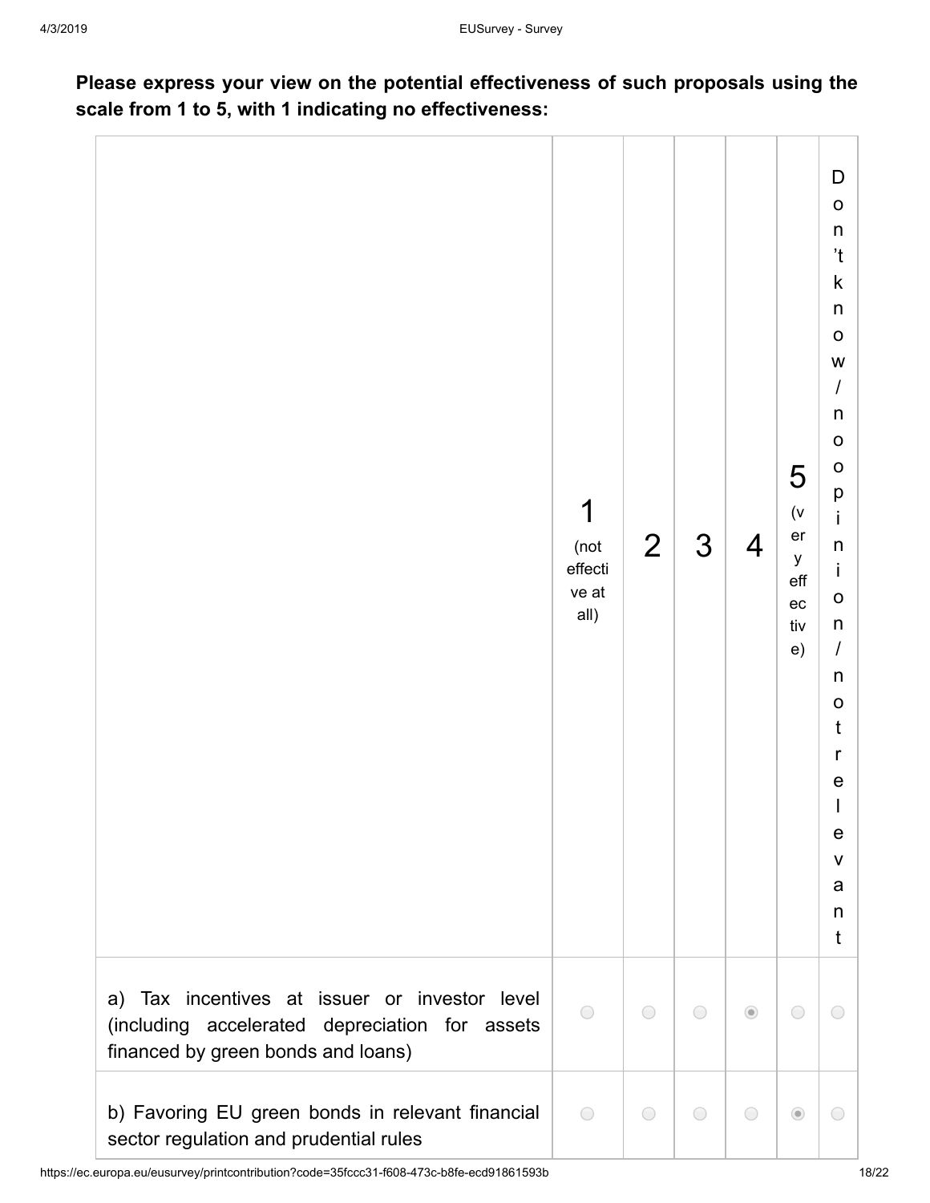**Please express your view on the potential effectiveness of such proposals using the scale from 1 to 5, with 1 indicating no effectiveness:**

| | 1 (not effective at all) | 2 | 3 | 4 | 5 (very effective) | Don't know / no opinion / not relevant |
|---|---|---|---|---|---|---|
| a) Tax incentives at issuer or investor level (including accelerated depreciation for assets financed by green bonds and loans) | ○ | ○ | ○ | ◉ | ○ | ○ |
| b) Favoring EU green bonds in relevant financial sector regulation and prudential rules | ○ | ○ | ○ | ○ | ◉ | ○ |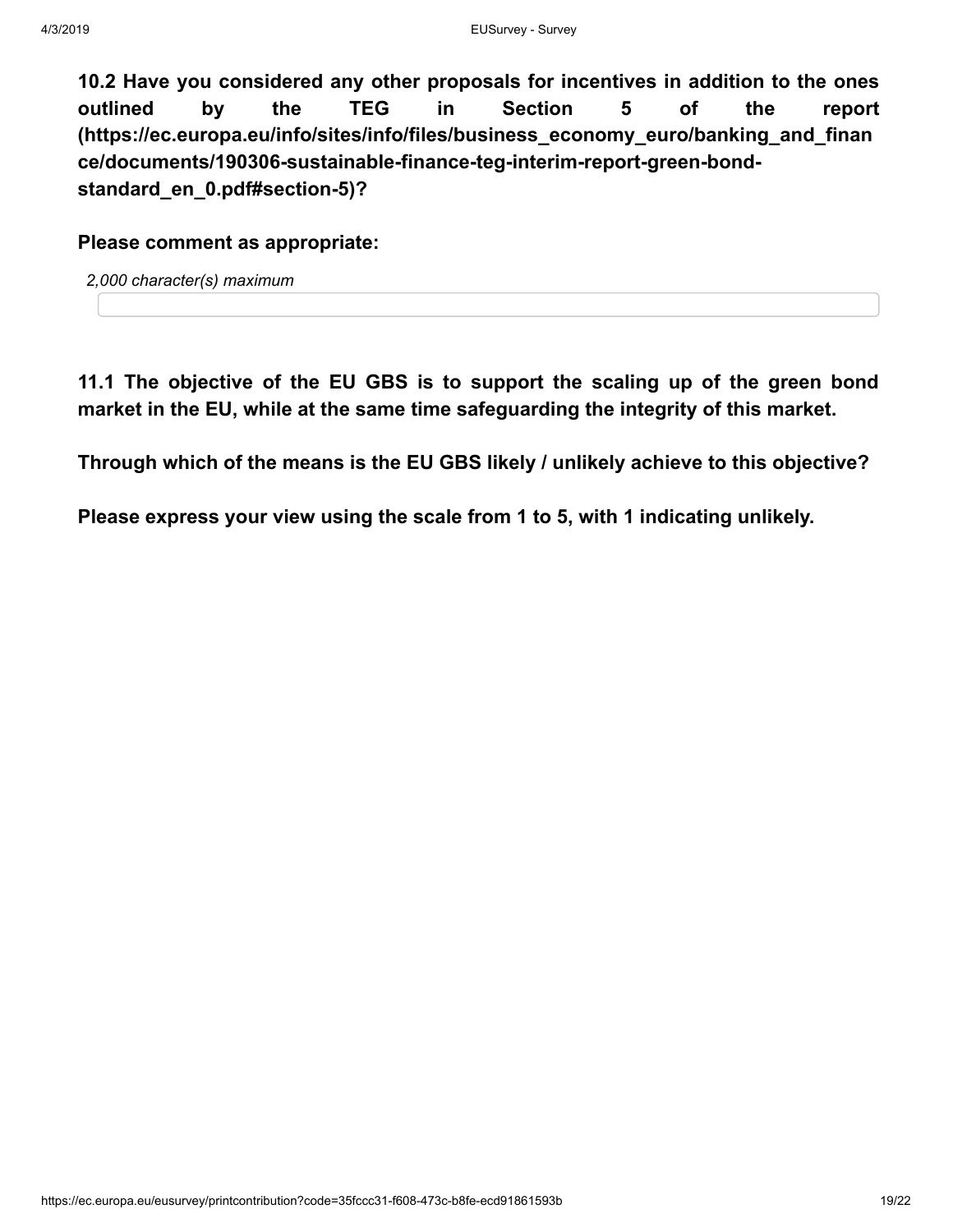**10.2 Have you considered any other proposals for incentives in addition to the ones outlined by the TEG in Section 5 of the report (https://ec.europa.eu/info/sites/info/files/business_economy_euro/banking_and_finance/documents/190306-sustainable-finance-teg-interim-report-green-bond-standard_en_0.pdf#section-5)?**

**Please comment as appropriate:**

*2,000 character(s) maximum*

**11.1 The objective of the EU GBS is to support the scaling up of the green bond market in the EU, while at the same time safeguarding the integrity of this market.**

**Through which of the means is the EU GBS likely / unlikely achieve to this objective?**

**Please express your view using the scale from 1 to 5, with 1 indicating unlikely.**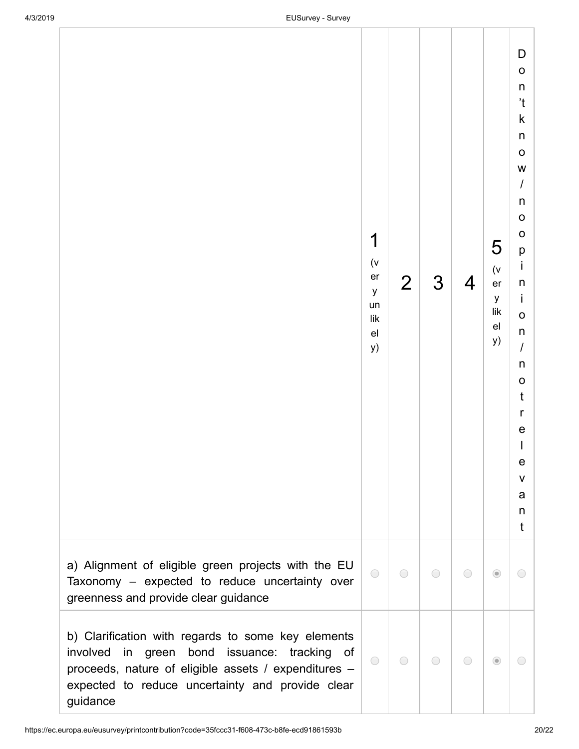| | 1 (very unlikely) | 2 | 3 | 4 | 5 (very likely) | Don't know / no opinion / not relevant |
|---|---|---|---|---|---|---|
| a) Alignment of eligible green projects with the EU Taxonomy – expected to reduce uncertainty over greenness and provide clear guidance | | | | | X | |
| b) Clarification with regards to some key elements involved in green bond issuance: tracking of proceeds, nature of eligible assets / expenditures – expected to reduce uncertainty and provide clear guidance | | | | | X | |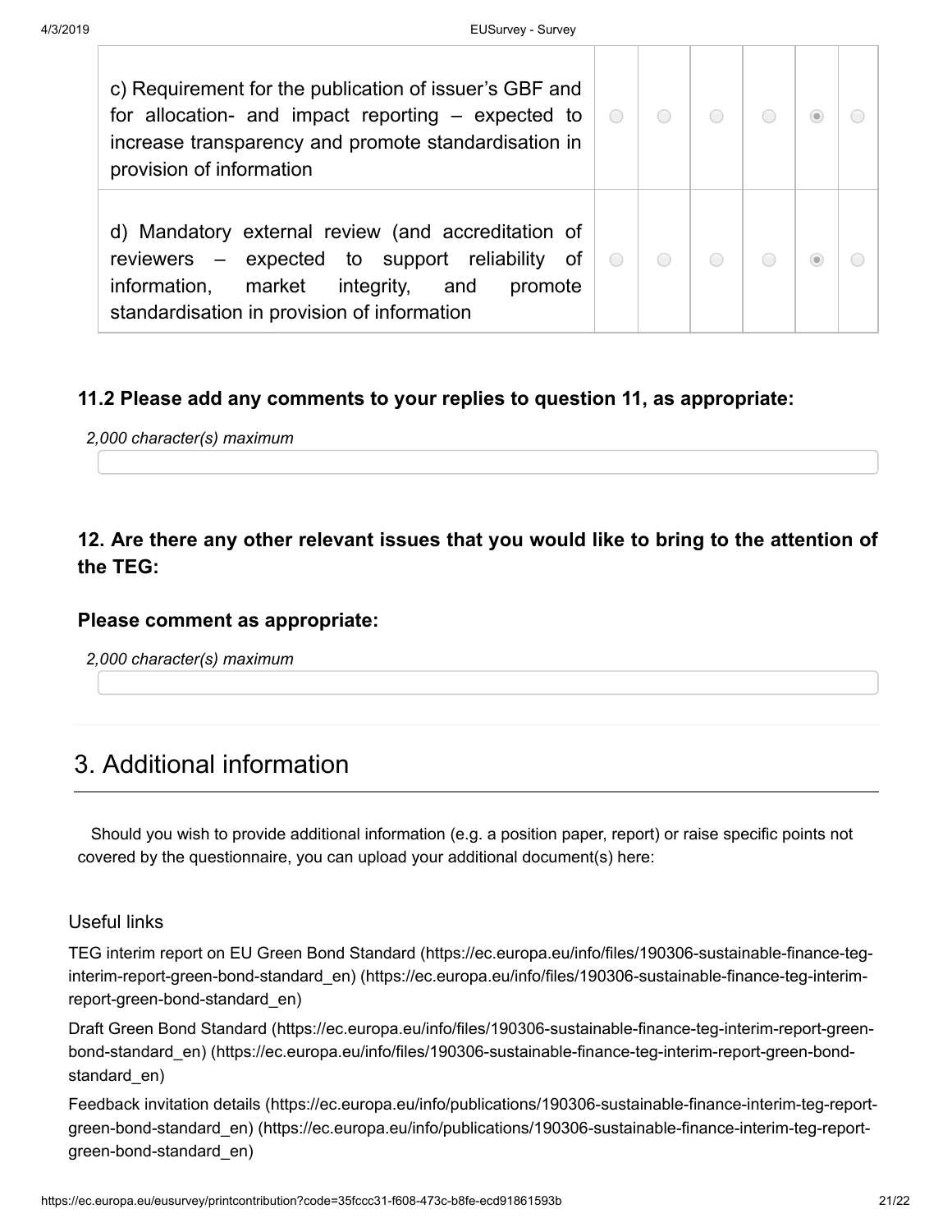| | | | | | | |
|---|---|---|---|---|---|---|
| c) Requirement for the publication of issuer's GBF and for allocation- and impact reporting – expected to increase transparency and promote standardisation in provision of information | ○ | ○ | ○ | ○ | ◉ | ○ |
| d) Mandatory external review (and accreditation of reviewers – expected to support reliability of information, market integrity, and promote standardisation in provision of information | ○ | ○ | ○ | ○ | ◉ | ○ |

### 11.2 Please add any comments to your replies to question 11, as appropriate:

*2,000 character(s) maximum*

### 12. Are there any other relevant issues that you would like to bring to the attention of the TEG:

### Please comment as appropriate:

*2,000 character(s) maximum*

## 3. Additional information

Should you wish to provide additional information (e.g. a position paper, report) or raise specific points not covered by the questionnaire, you can upload your additional document(s) here:

Useful links

TEG interim report on EU Green Bond Standard (https://ec.europa.eu/info/files/190306-sustainable-finance-teg-interim-report-green-bond-standard_en) (https://ec.europa.eu/info/files/190306-sustainable-finance-teg-interim-report-green-bond-standard_en)

Draft Green Bond Standard (https://ec.europa.eu/info/files/190306-sustainable-finance-teg-interim-report-green-bond-standard_en) (https://ec.europa.eu/info/files/190306-sustainable-finance-teg-interim-report-green-bond-standard_en)

Feedback invitation details (https://ec.europa.eu/info/publications/190306-sustainable-finance-interim-teg-report-green-bond-standard_en) (https://ec.europa.eu/info/publications/190306-sustainable-finance-interim-teg-report-green-bond-standard_en)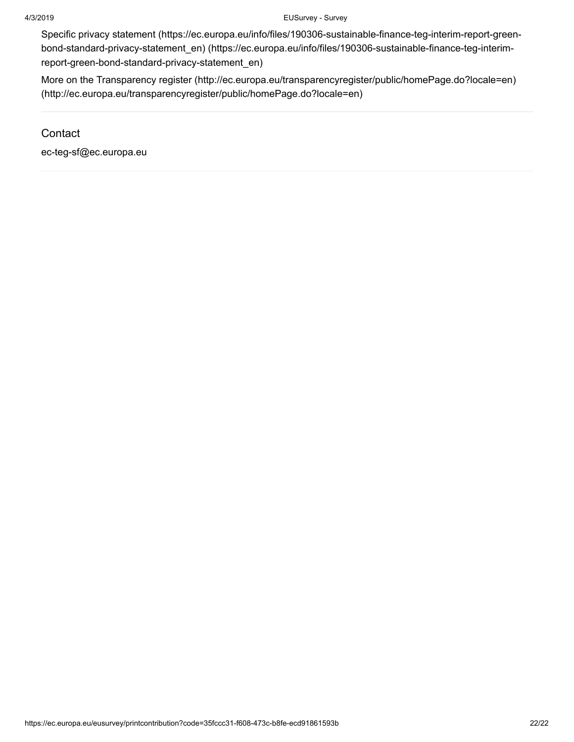Specific privacy statement (https://ec.europa.eu/info/files/190306-sustainable-finance-teg-interim-report-green-bond-standard-privacy-statement_en) (https://ec.europa.eu/info/files/190306-sustainable-finance-teg-interim-report-green-bond-standard-privacy-statement_en)

More on the Transparency register (http://ec.europa.eu/transparencyregister/public/homePage.do?locale=en) (http://ec.europa.eu/transparencyregister/public/homePage.do?locale=en)

---

## Contact

ec-teg-sf@ec.europa.eu